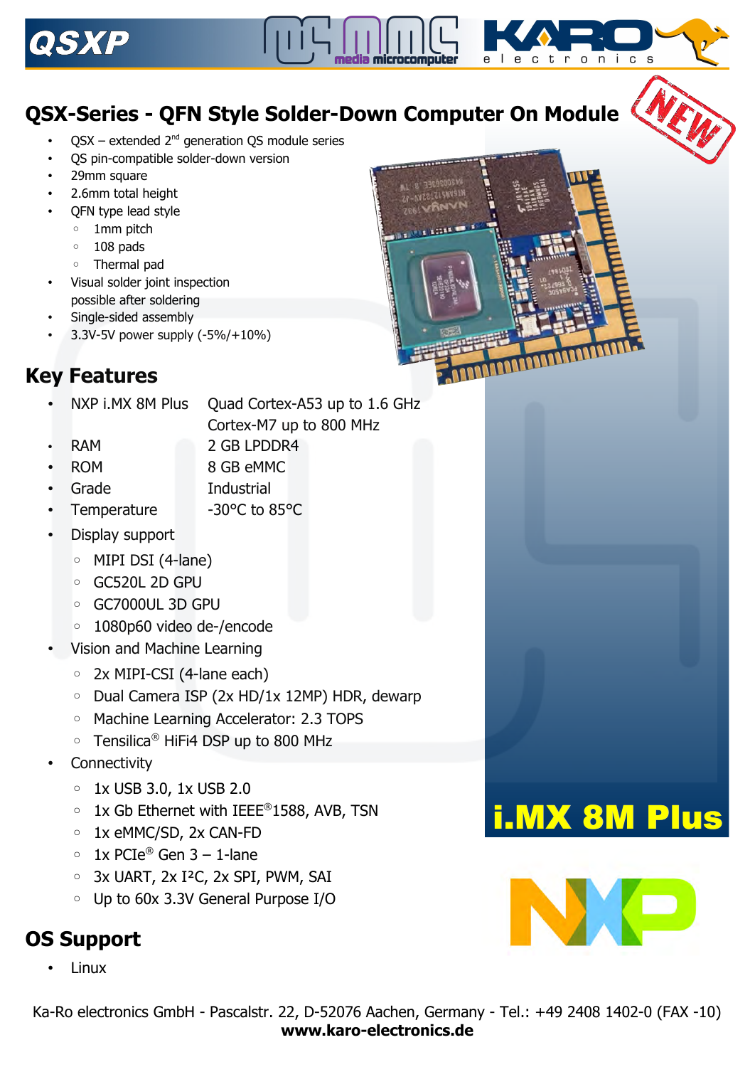QSXP

# QSX-Series - QFN Style Solder-Down Computer On Module

- QSX – extended 2nd generation QS module series
- QS pin-compatible solder-down version
- 29mm square
- 2.6mm total height
- QFN type lead style
  - 1mm pitch
  - 108 pads
  - Thermal pad
- Visual solder joint inspection possible after soldering
- Single-sided assembly
- 3.3V-5V power supply (-5%/+10%)

## Key Features

| | |
|---|---|
| NXP i.MX 8M Plus | Quad Cortex-A53 up to 1.6 GHz<br>Cortex-M7 up to 800 MHz |
| RAM | 2 GB LPDDR4 |
| ROM | 8 GB eMMC |
| Grade | Industrial |
| Temperature | -30°C to 85°C |

- Display support
  - MIPI DSI (4-lane)
  - GC520L 2D GPU
  - GC7000UL 3D GPU
  - 1080p60 video de-/encode
- Vision and Machine Learning
  - 2x MIPI-CSI (4-lane each)
  - Dual Camera ISP (2x HD/1x 12MP) HDR, dewarp
  - Machine Learning Accelerator: 2.3 TOPS
  - Tensilica® HiFi4 DSP up to 800 MHz
- Connectivity
  - 1x USB 3.0, 1x USB 2.0
  - 1x Gb Ethernet with IEEE®1588, AVB, TSN
  - 1x eMMC/SD, 2x CAN-FD
  - 1x PCIe® Gen 3 – 1-lane
  - 3x UART, 2x I²C, 2x SPI, PWM, SAI
  - Up to 60x 3.3V General Purpose I/O

**i.MX 8M Plus**

## OS Support

- Linux

Ka-Ro electronics GmbH - Pascalstr. 22, D-52076 Aachen, Germany - Tel.: +49 2408 1402-0 (FAX -10)
**www.karo-electronics.de**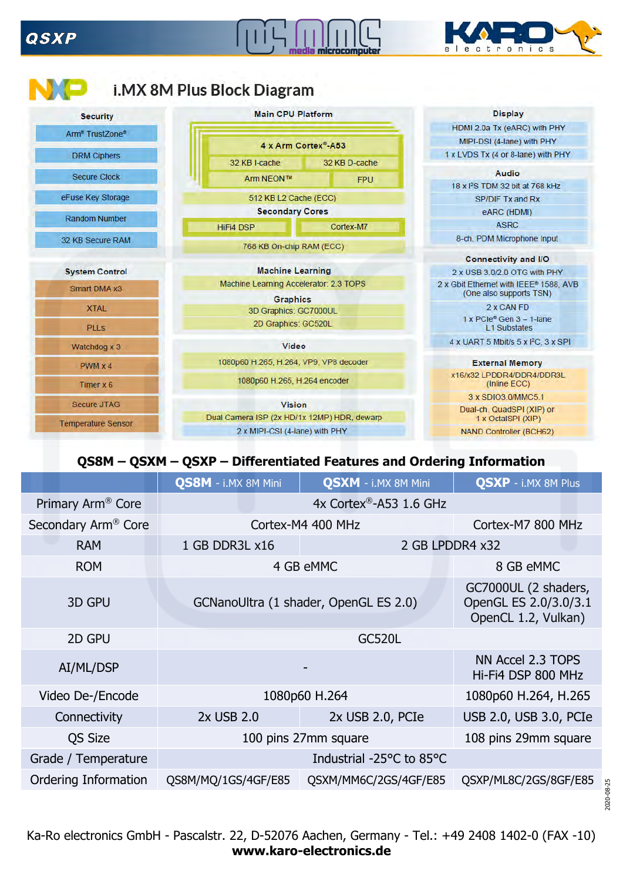# i.MX 8M Plus Block Diagram

**Security**
- Arm® TrustZone®
- DRM Ciphers
- Secure Clock
- eFuse Key Storage
- Random Number
- 32 KB Secure RAM

**Main CPU Platform**
- 4 x Arm Cortex®-A53
- 32 KB I-cache
- 32 KB D-cache
- Arm NEON™
- FPU
- 512 KB L2 Cache (ECC)

**Secondary Cores**
- HiFi4 DSP
- Cortex-M7
- 768 KB On-chip RAM (ECC)

**Display**
- HDMI 2.0a Tx (eARC) with PHY
- MIPI-DSI (4-lane) with PHY
- 1 x LVDS Tx (4 or 8-lane) with PHY

**Audio**
- 18 x I²S TDM 32 bit at 768 kHz
- SP/DIF Tx and Rx
- eARC (HDMI)
- ASRC
- 8-ch. PDM Microphone input

**System Control**
- Smart DMA x3
- XTAL
- PLLs
- Watchdog x 3
- PWM x 4
- Timer x 6
- Secure JTAG
- Temperature Sensor

**Machine Learning**
- Machine Learning Accelerator: 2.3 TOPS

**Graphics**
- 3D Graphics: GC7000UL
- 2D Graphics: GC520L

**Video**
- 1080p60 H.265, H.264, VP9, VP8 decoder
- 1080p60 H.265, H.264 encoder

**Vision**
- Dual Camera ISP (2x HD/1x 12MP) HDR, dewarp
- 2 x MIPI-CSI (4-lane) with PHY

**Connectivity and I/O**
- 2 x USB 3.0/2.0 OTG with PHY
- 2 x Gbit Ethernet with IEEE® 1588, AVB (One also supports TSN)
- 2 x CAN FD
- 1 x PCIe® Gen 3 – 1-lane L1 Substates
- 4 x UART 5 Mbit/s 5 x I²C, 3 x SPI

**External Memory**
- x16/x32 LPDDR4/DDR4/DDR3L (Inline ECC)
- 3 x SDIO3.0/MMC5.1
- Dual-ch. QuadSPI (XIP) or 1 x OctalSPI (XIP)
- NAND Controller (BCH62)

## QS8M – QSXM – QSXP – Differentiated Features and Ordering Information

| | **QS8M** - i.MX 8M Mini | **QSXM** - i.MX 8M Mini | **QSXP** - i.MX 8M Plus |
|---|---|---|---|
| Primary Arm® Core | 4x Cortex®-A53 1.6 GHz | | |
| Secondary Arm® Core | Cortex-M4 400 MHz | | Cortex-M7 800 MHz |
| RAM | 1 GB DDR3L x16 | 2 GB LPDDR4 x32 | |
| ROM | 4 GB eMMC | | 8 GB eMMC |
| 3D GPU | GCNanoUltra (1 shader, OpenGL ES 2.0) | | GC7000UL (2 shaders, OpenGL ES 2.0/3.0/3.1 OpenCL 1.2, Vulkan) |
| 2D GPU | GC520L | | |
| AI/ML/DSP | - | | NN Accel 2.3 TOPS Hi-Fi4 DSP 800 MHz |
| Video De-/Encode | 1080p60 H.264 | | 1080p60 H.264, H.265 |
| Connectivity | 2x USB 2.0 | 2x USB 2.0, PCIe | USB 2.0, USB 3.0, PCIe |
| QS Size | 100 pins 27mm square | | 108 pins 29mm square |
| Grade / Temperature | Industrial -25°C to 85°C | | |
| Ordering Information | QS8M/MQ/1GS/4GF/E85 | QSXM/MM6C/2GS/4GF/E85 | QSXP/ML8C/2GS/8GF/E85 |

2020-08-25

Ka-Ro electronics GmbH - Pascalstr. 22, D-52076 Aachen, Germany - Tel.: +49 2408 1402-0 (FAX -10)
**www.karo-electronics.de**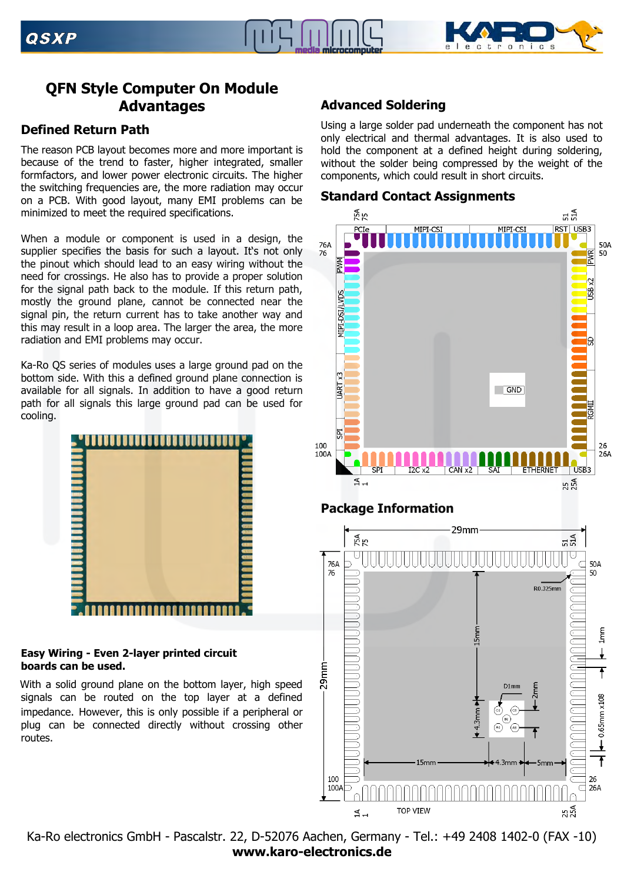# QFN Style Computer On Module Advantages

## Defined Return Path

The reason PCB layout becomes more and more important is because of the trend to faster, higher integrated, smaller formfactors, and lower power electronic circuits. The higher the switching frequencies are, the more radiation may occur on a PCB. With good layout, many EMI problems can be minimized to meet the required specifications.

When a module or component is used in a design, the supplier specifies the basis for such a layout. It's not only the pinout which should lead to an easy wiring without the need for crossings. He also has to provide a proper solution for the signal path back to the module. If this return path, mostly the ground plane, cannot be connected near the signal pin, the return current has to take another way and this may result in a loop area. The larger the area, the more radiation and EMI problems may occur.

Ka-Ro QS series of modules uses a large ground pad on the bottom side. With this a defined ground plane connection is available for all signals. In addition to have a good return path for all signals this large ground pad can be used for cooling.

**Easy Wiring - Even 2-layer printed circuit boards can be used.**

With a solid ground plane on the bottom layer, high speed signals can be routed on the top layer at a defined impedance. However, this is only possible if a peripheral or plug can be connected directly without crossing other routes.

## Advanced Soldering

Using a large solder pad underneath the component has not only electrical and thermal advantages. It is also used to hold the component at a defined height during soldering, without the solder being compressed by the weight of the components, which could result in short circuits.

## Standard Contact Assignments

Top: 75A, 75 … 51, 51A — PCIe, MIPI-CSI, MIPI-CSI, RST, USB3

Left: 76A, 76 … 100, 100A — PWM, MIPI-DSI/LVDS, UART x3, SPI

Right: 50A, 50 … 26, 26A — PWR, USB x2, SD, RGMII

Bottom: 1A, 1 … 25, 25A — SPI, I2C x2, CAN x2, SAI, ETHERNET, USB3

Center: GND

## Package Information

29mm × 29mm, TOP VIEW

- Pins: 75A/75 … 51/51A (top), 76A/76 … 100/100A (left), 50A/50 … 26/26A (right), 1A/1 … 25/25A (bottom)
- R0.325mm
- 1mm
- 0.65mm x108
- 15mm, 15mm, 4.3mm, 4.3mm, 5mm, 2mm
- D1mm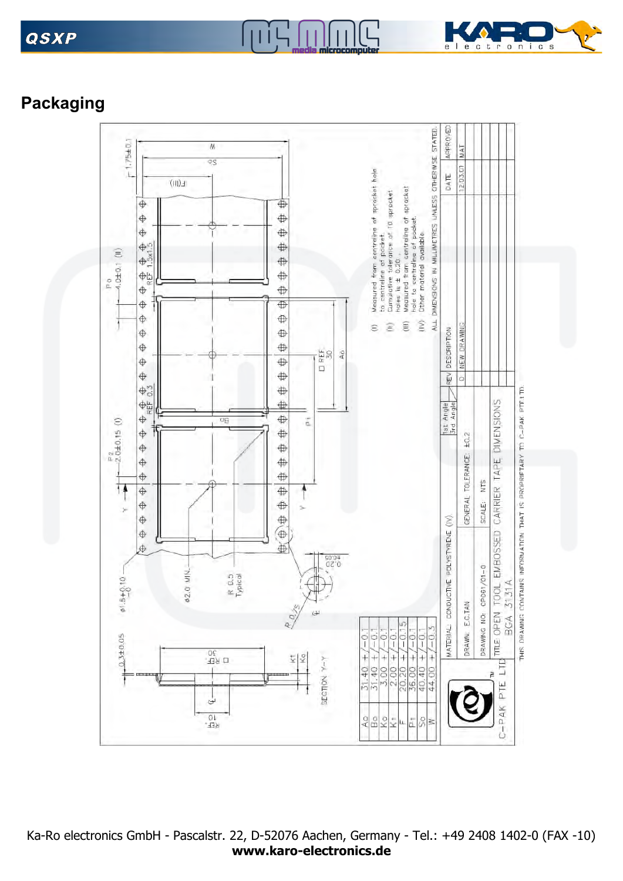## Packaging

| | |
|---|---|
| Ao | 31.40 +/-0.1 |
| Bo | 31.40 +/-0.1 |
| Ko | 3.00 +/-0.1 |
| K1 | 2.00 +/-0.1 |
| F | 20.20 +/-0.15 |
| P1 | 36.00 +/-0.1 |
| So | 40.40 +/-0.1 |
| W | 44.00 +/-0.3 |

(I) Measured from centreline of sprocket hole to centreline of pocket.
(II) Cumulative tolerance of 10 sprocket holes is ± 0.20.
(III) Measured from centreline of sprocket hole to centreline of pocket.
(IV) Other material available.

ALL DIMENSIONS IN MILLIMETRES UNLESS OTHERWISE STATED.

| REV | DESCRIPTION | DATE | APPROVED |
|---|---|---|---|
| 0 | NEW DRAWING | 12.03.01 | MAT |

MATERIAL: CONDUCTIVE POLYSTYRENE (IV)

DRAWN: E.C.TAN — GENERAL TOLERANCE: ±0.2

DRAWING NO: CP061/01-0 — SCALE: NTS

TITLE: OPEN TOOL EMBOSSED CARRIER TAPE DIMENSIONS BGA 3131A

C-PAK PTE LTD

THIS DRAWING CONTAINS INFORMATION THAT IS PROPRIETARY TO C-PAK PTE LTD.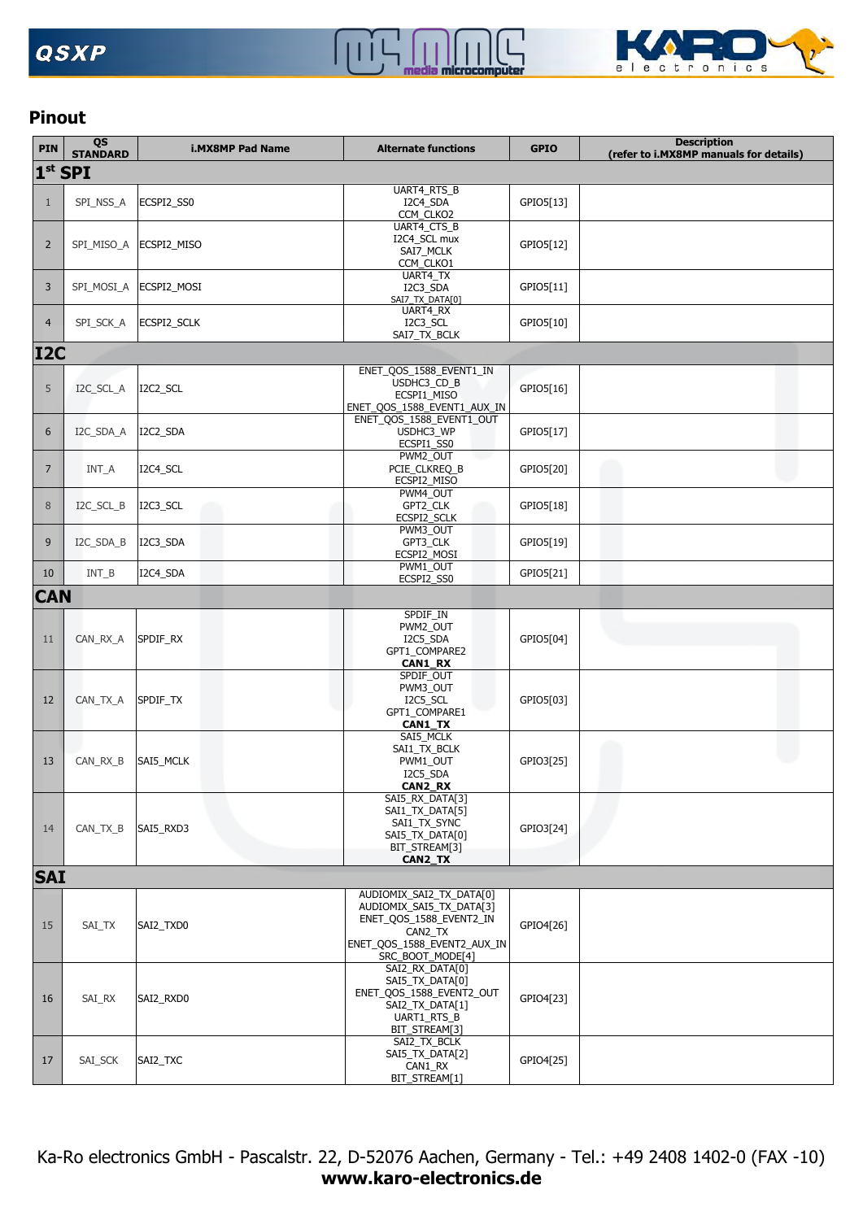## Pinout

| PIN | QS STANDARD | i.MX8MP Pad Name | Alternate functions | GPIO | Description (refer to i.MX8MP manuals for details) |
|---|---|---|---|---|---|
| **1st SPI** | | | | | |
| 1 | SPI_NSS_A | ECSPI2_SS0 | UART4_RTS_B<br>I2C4_SDA<br>CCM_CLKO2 | GPIO5[13] | |
| 2 | SPI_MISO_A | ECSPI2_MISO | UART4_CTS_B<br>I2C4_SCL mux<br>SAI7_MCLK<br>CCM_CLKO1 | GPIO5[12] | |
| 3 | SPI_MOSI_A | ECSPI2_MOSI | UART4_TX<br>I2C3_SDA<br>SAI7_TX_DATA[0] | GPIO5[11] | |
| 4 | SPI_SCK_A | ECSPI2_SCLK | UART4_RX<br>I2C3_SCL<br>SAI7_TX_BCLK | GPIO5[10] | |
| **I2C** | | | | | |
| 5 | I2C_SCL_A | I2C2_SCL | ENET_QOS_1588_EVENT1_IN<br>USDHC3_CD_B<br>ECSPI1_MISO<br>ENET_QOS_1588_EVENT1_AUX_IN | GPIO5[16] | |
| 6 | I2C_SDA_A | I2C2_SDA | ENET_QOS_1588_EVENT1_OUT<br>USDHC3_WP<br>ECSPI1_SS0 | GPIO5[17] | |
| 7 | INT_A | I2C4_SCL | PWM2_OUT<br>PCIE_CLKREQ_B<br>ECSPI2_MISO | GPIO5[20] | |
| 8 | I2C_SCL_B | I2C3_SCL | PWM4_OUT<br>GPT2_CLK<br>ECSPI2_SCLK | GPIO5[18] | |
| 9 | I2C_SDA_B | I2C3_SDA | PWM3_OUT<br>GPT3_CLK<br>ECSPI2_MOSI | GPIO5[19] | |
| 10 | INT_B | I2C4_SDA | PWM1_OUT<br>ECSPI2_SS0 | GPIO5[21] | |
| **CAN** | | | | | |
| 11 | CAN_RX_A | SPDIF_RX | SPDIF_IN<br>PWM2_OUT<br>I2C5_SDA<br>GPT1_COMPARE2<br>**CAN1_RX** | GPIO5[04] | |
| 12 | CAN_TX_A | SPDIF_TX | SPDIF_OUT<br>PWM3_OUT<br>I2C5_SCL<br>GPT1_COMPARE1<br>**CAN1_TX** | GPIO5[03] | |
| 13 | CAN_RX_B | SAI5_MCLK | SAI5_MCLK<br>SAI1_TX_BCLK<br>PWM1_OUT<br>I2C5_SDA<br>**CAN2_RX** | GPIO3[25] | |
| 14 | CAN_TX_B | SAI5_RXD3 | SAI5_RX_DATA[3]<br>SAI1_TX_DATA[5]<br>SAI1_TX_SYNC<br>SAI5_TX_DATA[0]<br>BIT_STREAM[3]<br>**CAN2_TX** | GPIO3[24] | |
| **SAI** | | | | | |
| 15 | SAI_TX | SAI2_TXD0 | AUDIOMIX_SAI2_TX_DATA[0]<br>AUDIOMIX_SAI5_TX_DATA[3]<br>ENET_QOS_1588_EVENT2_IN<br>CAN2_TX<br>ENET_QOS_1588_EVENT2_AUX_IN<br>SRC_BOOT_MODE[4] | GPIO4[26] | |
| 16 | SAI_RX | SAI2_RXD0 | SAI2_RX_DATA[0]<br>SAI5_TX_DATA[0]<br>ENET_QOS_1588_EVENT2_OUT<br>SAI2_TX_DATA[1]<br>UART1_RTS_B<br>BIT_STREAM[3] | GPIO4[23] | |
| 17 | SAI_SCK | SAI2_TXC | SAI2_TX_BCLK<br>SAI5_TX_DATA[2]<br>CAN1_RX<br>BIT_STREAM[1] | GPIO4[25] | |

Ka-Ro electronics GmbH - Pascalstr. 22, D-52076 Aachen, Germany - Tel.: +49 2408 1402-0 (FAX -10)
**www.karo-electronics.de**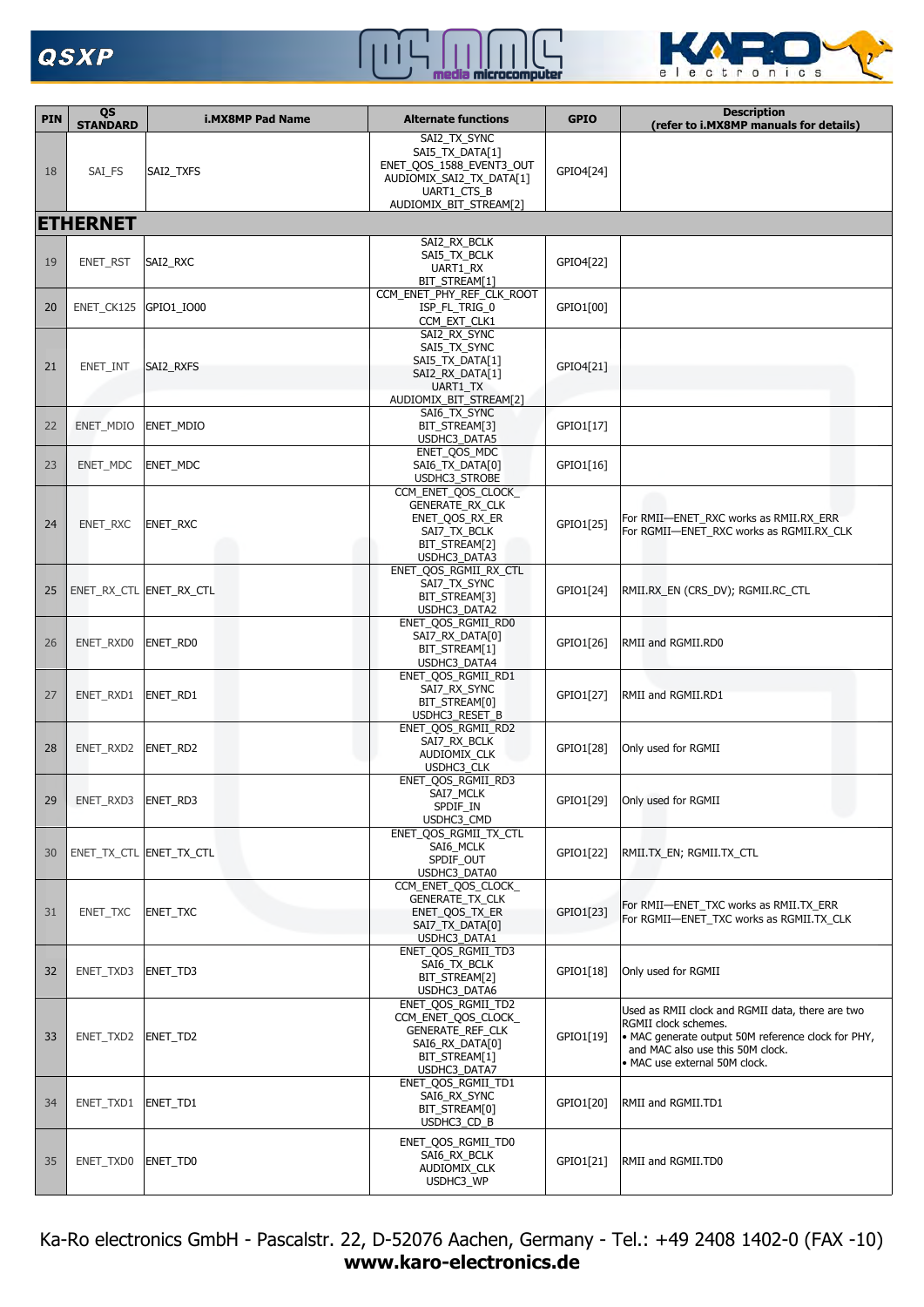| PIN | QS STANDARD | i.MX8MP Pad Name | Alternate functions | GPIO | Description (refer to i.MX8MP manuals for details) |
|---|---|---|---|---|---|
| 18 | SAI_FS | SAI2_TXFS | SAI2_TX_SYNC<br>SAI5_TX_DATA[1]<br>ENET_QOS_1588_EVENT3_OUT<br>AUDIOMIX_SAI2_TX_DATA[1]<br>UART1_CTS_B<br>AUDIOMIX_BIT_STREAM[2] | GPIO4[24] | |
| **ETHERNET** | | | | | |
| 19 | ENET_RST | SAI2_RXC | SAI2_RX_BCLK<br>SAI5_TX_BCLK<br>UART1_RX<br>BIT_STREAM[1] | GPIO4[22] | |
| 20 | ENET_CK125 | GPIO1_IO00 | CCM_ENET_PHY_REF_CLK_ROOT<br>ISP_FL_TRIG_0<br>CCM_EXT_CLK1 | GPIO1[00] | |
| 21 | ENET_INT | SAI2_RXFS | SAI2_RX_SYNC<br>SAI5_TX_SYNC<br>SAI5_TX_DATA[1]<br>SAI2_RX_DATA[1]<br>UART1_TX<br>AUDIOMIX_BIT_STREAM[2] | GPIO4[21] | |
| 22 | ENET_MDIO | ENET_MDIO | SAI6_TX_SYNC<br>BIT_STREAM[3]<br>USDHC3_DATA5 | GPIO1[17] | |
| 23 | ENET_MDC | ENET_MDC | ENET_QOS_MDC<br>SAI6_TX_DATA[0]<br>USDHC3_STROBE | GPIO1[16] | |
| 24 | ENET_RXC | ENET_RXC | CCM_ENET_QOS_CLOCK_<br>GENERATE_RX_CLK<br>ENET_QOS_RX_ER<br>SAI7_TX_BCLK<br>BIT_STREAM[2]<br>USDHC3_DATA3 | GPIO1[25] | For RMII—ENET_RXC works as RMII.RX_ERR<br>For RGMII—ENET_RXC works as RGMII.RX_CLK |
| 25 | ENET_RX_CTL | ENET_RX_CTL | ENET_QOS_RGMII_RX_CTL<br>SAI7_TX_SYNC<br>BIT_STREAM[3]<br>USDHC3_DATA2 | GPIO1[24] | RMII.RX_EN (CRS_DV); RGMII.RC_CTL |
| 26 | ENET_RXD0 | ENET_RD0 | ENET_QOS_RGMII_RD0<br>SAI7_RX_DATA[0]<br>BIT_STREAM[1]<br>USDHC3_DATA4 | GPIO1[26] | RMII and RGMII.RD0 |
| 27 | ENET_RXD1 | ENET_RD1 | ENET_QOS_RGMII_RD1<br>SAI7_RX_SYNC<br>BIT_STREAM[0]<br>USDHC3_RESET_B | GPIO1[27] | RMII and RGMII.RD1 |
| 28 | ENET_RXD2 | ENET_RD2 | ENET_QOS_RGMII_RD2<br>SAI7_RX_BCLK<br>AUDIOMIX_CLK<br>USDHC3_CLK | GPIO1[28] | Only used for RGMII |
| 29 | ENET_RXD3 | ENET_RD3 | ENET_QOS_RGMII_RD3<br>SAI7_MCLK<br>SPDIF_IN<br>USDHC3_CMD | GPIO1[29] | Only used for RGMII |
| 30 | ENET_TX_CTL | ENET_TX_CTL | ENET_QOS_RGMII_TX_CTL<br>SAI6_MCLK<br>SPDIF_OUT<br>USDHC3_DATA0 | GPIO1[22] | RMII.TX_EN; RGMII.TX_CTL |
| 31 | ENET_TXC | ENET_TXC | CCM_ENET_QOS_CLOCK_<br>GENERATE_TX_CLK<br>ENET_QOS_TX_ER<br>SAI7_TX_DATA[0]<br>USDHC3_DATA1 | GPIO1[23] | For RMII—ENET_TXC works as RMII.TX_ERR<br>For RGMII—ENET_TXC works as RGMII.TX_CLK |
| 32 | ENET_TXD3 | ENET_TD3 | ENET_QOS_RGMII_TD3<br>SAI6_TX_BCLK<br>BIT_STREAM[2]<br>USDHC3_DATA6 | GPIO1[18] | Only used for RGMII |
| 33 | ENET_TXD2 | ENET_TD2 | ENET_QOS_RGMII_TD2<br>CCM_ENET_QOS_CLOCK_<br>GENERATE_REF_CLK<br>SAI6_RX_DATA[0]<br>BIT_STREAM[1]<br>USDHC3_DATA7 | GPIO1[19] | Used as RMII clock and RGMII data, there are two RGMII clock schemes.<br>• MAC generate output 50M reference clock for PHY, and MAC also use this 50M clock.<br>• MAC use external 50M clock. |
| 34 | ENET_TXD1 | ENET_TD1 | ENET_QOS_RGMII_TD1<br>SAI6_RX_SYNC<br>BIT_STREAM[0]<br>USDHC3_CD_B | GPIO1[20] | RMII and RGMII.TD1 |
| 35 | ENET_TXD0 | ENET_TD0 | ENET_QOS_RGMII_TD0<br>SAI6_RX_BCLK<br>AUDIOMIX_CLK<br>USDHC3_WP | GPIO1[21] | RMII and RGMII.TD0 |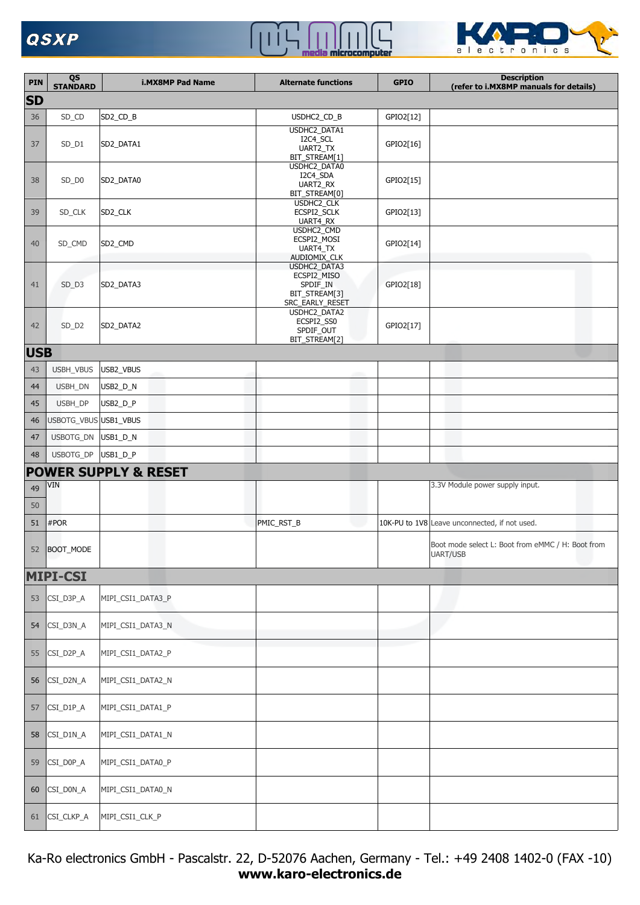| PIN | QS STANDARD | i.MX8MP Pad Name | Alternate functions | GPIO | Description (refer to i.MX8MP manuals for details) |
|---|---|---|---|---|---|
| **SD** | | | | | |
| 36 | SD_CD | SD2_CD_B | USDHC2_CD_B | GPIO2[12] | |
| 37 | SD_D1 | SD2_DATA1 | USDHC2_DATA1<br>I2C4_SCL<br>UART2_TX<br>BIT_STREAM[1] | GPIO2[16] | |
| 38 | SD_D0 | SD2_DATA0 | USDHC2_DATA0<br>I2C4_SDA<br>UART2_RX<br>BIT_STREAM[0] | GPIO2[15] | |
| 39 | SD_CLK | SD2_CLK | USDHC2_CLK<br>ECSPI2_SCLK<br>UART4_RX | GPIO2[13] | |
| 40 | SD_CMD | SD2_CMD | USDHC2_CMD<br>ECSPI2_MOSI<br>UART4_TX<br>AUDIOMIX_CLK | GPIO2[14] | |
| 41 | SD_D3 | SD2_DATA3 | USDHC2_DATA3<br>ECSPI2_MISO<br>SPDIF_IN<br>BIT_STREAM[3]<br>SRC_EARLY_RESET | GPIO2[18] | |
| 42 | SD_D2 | SD2_DATA2 | USDHC2_DATA2<br>ECSPI2_SS0<br>SPDIF_OUT<br>BIT_STREAM[2] | GPIO2[17] | |
| **USB** | | | | | |
| 43 | USBH_VBUS | USB2_VBUS | | | |
| 44 | USBH_DN | USB2_D_N | | | |
| 45 | USBH_DP | USB2_D_P | | | |
| 46 | USBOTG_VBUS | USB1_VBUS | | | |
| 47 | USBOTG_DN | USB1_D_N | | | |
| 48 | USBOTG_DP | USB1_D_P | | | |
| **POWER SUPPLY & RESET** | | | | | |
| 49 | VIN | | | | 3.3V Module power supply input. |
| 50 | | | | | |
| 51 | #POR | | PMIC_RST_B | 10K-PU to 1V8 | Leave unconnected, if not used. |
| 52 | BOOT_MODE | | | | Boot mode select L: Boot from eMMC / H: Boot from UART/USB |
| **MIPI-CSI** | | | | | |
| 53 | CSI_D3P_A | MIPI_CSI1_DATA3_P | | | |
| 54 | CSI_D3N_A | MIPI_CSI1_DATA3_N | | | |
| 55 | CSI_D2P_A | MIPI_CSI1_DATA2_P | | | |
| 56 | CSI_D2N_A | MIPI_CSI1_DATA2_N | | | |
| 57 | CSI_D1P_A | MIPI_CSI1_DATA1_P | | | |
| 58 | CSI_D1N_A | MIPI_CSI1_DATA1_N | | | |
| 59 | CSI_D0P_A | MIPI_CSI1_DATA0_P | | | |
| 60 | CSI_D0N_A | MIPI_CSI1_DATA0_N | | | |
| 61 | CSI_CLKP_A | MIPI_CSI1_CLK_P | | | |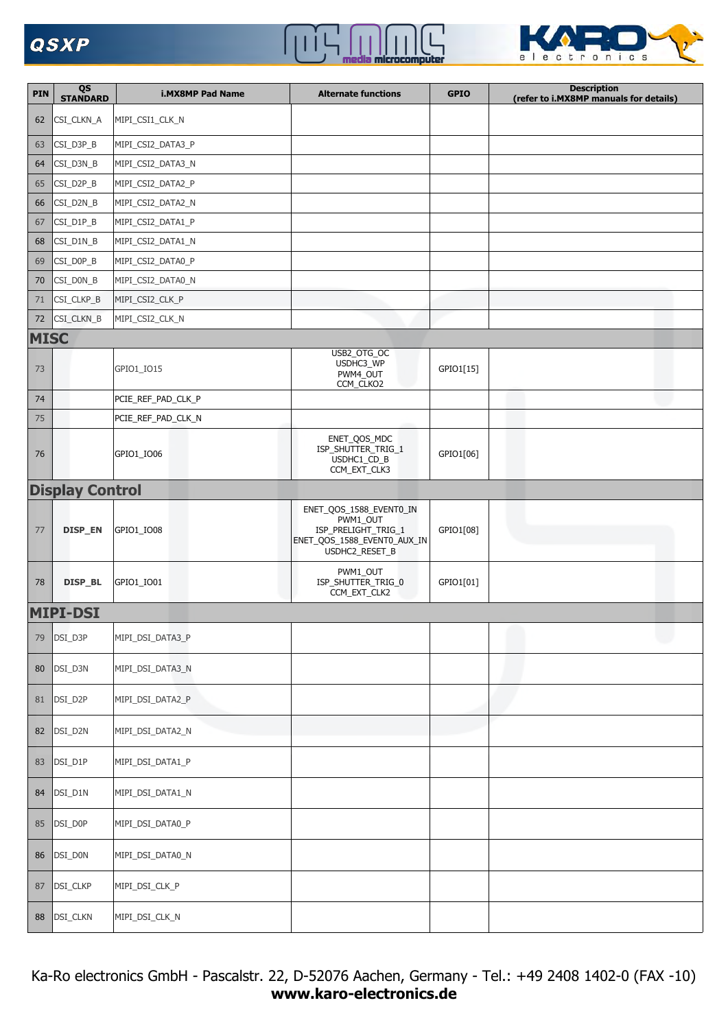| PIN | QS STANDARD | i.MX8MP Pad Name | Alternate functions | GPIO | Description (refer to i.MX8MP manuals for details) |
|---|---|---|---|---|---|
| 62 | CSI_CLKN_A | MIPI_CSI1_CLK_N | | | |
| 63 | CSI_D3P_B | MIPI_CSI2_DATA3_P | | | |
| 64 | CSI_D3N_B | MIPI_CSI2_DATA3_N | | | |
| 65 | CSI_D2P_B | MIPI_CSI2_DATA2_P | | | |
| 66 | CSI_D2N_B | MIPI_CSI2_DATA2_N | | | |
| 67 | CSI_D1P_B | MIPI_CSI2_DATA1_P | | | |
| 68 | CSI_D1N_B | MIPI_CSI2_DATA1_N | | | |
| 69 | CSI_D0P_B | MIPI_CSI2_DATA0_P | | | |
| 70 | CSI_D0N_B | MIPI_CSI2_DATA0_N | | | |
| 71 | CSI_CLKP_B | MIPI_CSI2_CLK_P | | | |
| 72 | CSI_CLKN_B | MIPI_CSI2_CLK_N | | | |
| **MISC** | | | | | |
| 73 | | GPIO1_IO15 | USB2_OTG_OC<br>USDHC3_WP<br>PWM4_OUT<br>CCM_CLKO2 | GPIO1[15] | |
| 74 | | PCIE_REF_PAD_CLK_P | | | |
| 75 | | PCIE_REF_PAD_CLK_N | | | |
| 76 | | GPIO1_IO06 | ENET_QOS_MDC<br>ISP_SHUTTER_TRIG_1<br>USDHC1_CD_B<br>CCM_EXT_CLK3 | GPIO1[06] | |
| **Display Control** | | | | | |
| 77 | **DISP_EN** | GPIO1_IO08 | ENET_QOS_1588_EVENT0_IN<br>PWM1_OUT<br>ISP_PRELIGHT_TRIG_1<br>ENET_QOS_1588_EVENT0_AUX_IN<br>USDHC2_RESET_B | GPIO1[08] | |
| 78 | **DISP_BL** | GPIO1_IO01 | PWM1_OUT<br>ISP_SHUTTER_TRIG_0<br>CCM_EXT_CLK2 | GPIO1[01] | |
| **MIPI-DSI** | | | | | |
| 79 | DSI_D3P | MIPI_DSI_DATA3_P | | | |
| 80 | DSI_D3N | MIPI_DSI_DATA3_N | | | |
| 81 | DSI_D2P | MIPI_DSI_DATA2_P | | | |
| 82 | DSI_D2N | MIPI_DSI_DATA2_N | | | |
| 83 | DSI_D1P | MIPI_DSI_DATA1_P | | | |
| 84 | DSI_D1N | MIPI_DSI_DATA1_N | | | |
| 85 | DSI_D0P | MIPI_DSI_DATA0_P | | | |
| 86 | DSI_D0N | MIPI_DSI_DATA0_N | | | |
| 87 | DSI_CLKP | MIPI_DSI_CLK_P | | | |
| 88 | DSI_CLKN | MIPI_DSI_CLK_N | | | |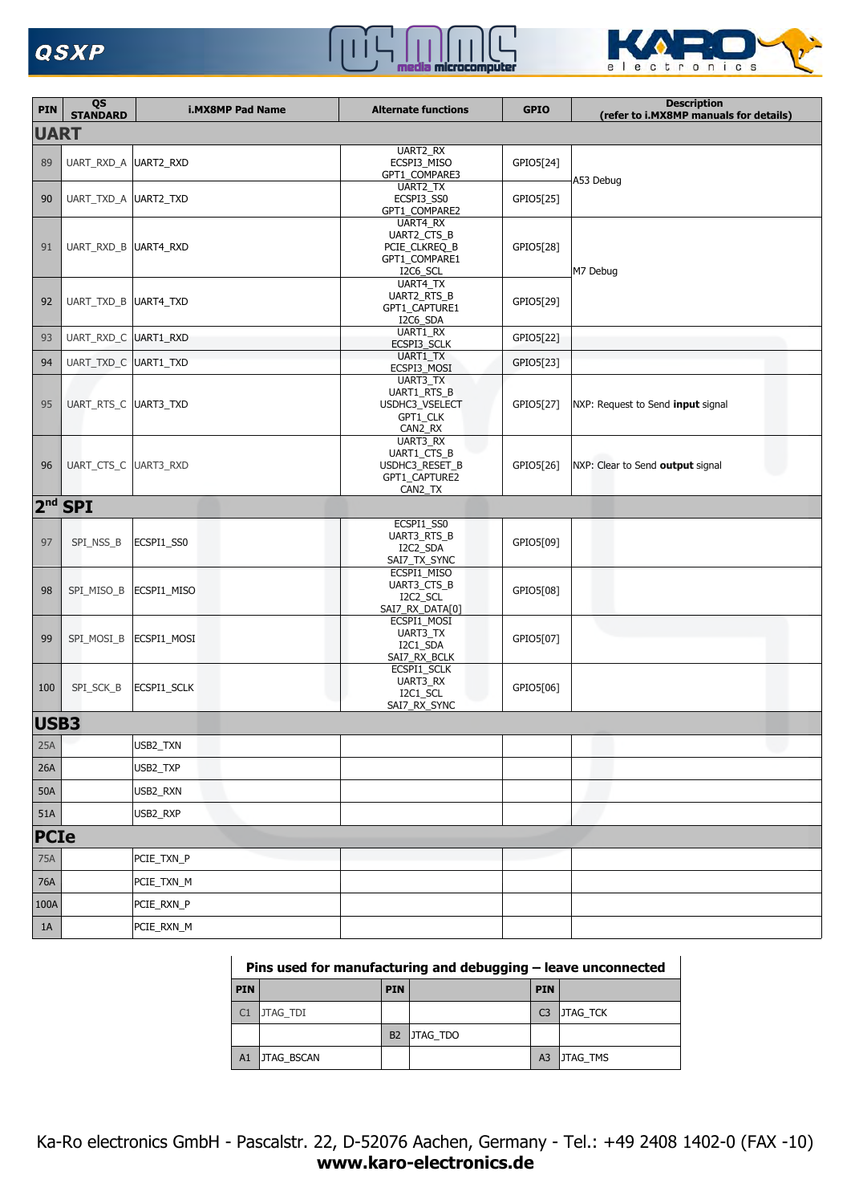| PIN | QS STANDARD | i.MX8MP Pad Name | Alternate functions | GPIO | Description (refer to i.MX8MP manuals for details) |
|---|---|---|---|---|---|
| **UART** | | | | | |
| 89 | UART_RXD_A | UART2_RXD | UART2_RX ECSPI3_MISO GPT1_COMPARE3 | GPIO5[24] | A53 Debug |
| 90 | UART_TXD_A | UART2_TXD | UART2_TX ECSPI3_SS0 GPT1_COMPARE2 | GPIO5[25] | |
| 91 | UART_RXD_B | UART4_RXD | UART4_RX UART2_CTS_B PCIE_CLKREQ_B GPT1_COMPARE1 I2C6_SCL | GPIO5[28] | M7 Debug |
| 92 | UART_TXD_B | UART4_TXD | UART4_TX UART2_RTS_B GPT1_CAPTURE1 I2C6_SDA | GPIO5[29] | |
| 93 | UART_RXD_C | UART1_RXD | UART1_RX ECSPI3_SCLK | GPIO5[22] | |
| 94 | UART_TXD_C | UART1_TXD | UART1_TX ECSPI3_MOSI | GPIO5[23] | |
| 95 | UART_RTS_C | UART3_TXD | UART3_TX UART1_RTS_B USDHC3_VSELECT GPT1_CLK CAN2_RX | GPIO5[27] | NXP: Request to Send **input** signal |
| 96 | UART_CTS_C | UART3_RXD | UART3_RX UART1_CTS_B USDHC3_RESET_B GPT1_CAPTURE2 CAN2_TX | GPIO5[26] | NXP: Clear to Send **output** signal |
| **2nd SPI** | | | | | |
| 97 | SPI_NSS_B | ECSPI1_SS0 | ECSPI1_SS0 UART3_RTS_B I2C2_SDA SAI7_TX_SYNC | GPIO5[09] | |
| 98 | SPI_MISO_B | ECSPI1_MISO | ECSPI1_MISO UART3_CTS_B I2C2_SCL SAI7_RX_DATA[0] | GPIO5[08] | |
| 99 | SPI_MOSI_B | ECSPI1_MOSI | ECSPI1_MOSI UART3_TX I2C1_SDA SAI7_RX_BCLK | GPIO5[07] | |
| 100 | SPI_SCK_B | ECSPI1_SCLK | ECSPI1_SCLK UART3_RX I2C1_SCL SAI7_RX_SYNC | GPIO5[06] | |
| **USB3** | | | | | |
| 25A | | USB2_TXN | | | |
| 26A | | USB2_TXP | | | |
| 50A | | USB2_RXN | | | |
| 51A | | USB2_RXP | | | |
| **PCIe** | | | | | |
| 75A | | PCIE_TXN_P | | | |
| 76A | | PCIE_TXN_M | | | |
| 100A | | PCIE_RXN_P | | | |
| 1A | | PCIE_RXN_M | | | |

**Pins used for manufacturing and debugging – leave unconnected**

| PIN | | PIN | | PIN | |
|---|---|---|---|---|---|
| C1 | JTAG_TDI | | | C3 | JTAG_TCK |
| | | B2 | JTAG_TDO | | |
| A1 | JTAG_BSCAN | | | A3 | JTAG_TMS |

Ka-Ro electronics GmbH - Pascalstr. 22, D-52076 Aachen, Germany - Tel.: +49 2408 1402-0 (FAX -10)
**www.karo-electronics.de**